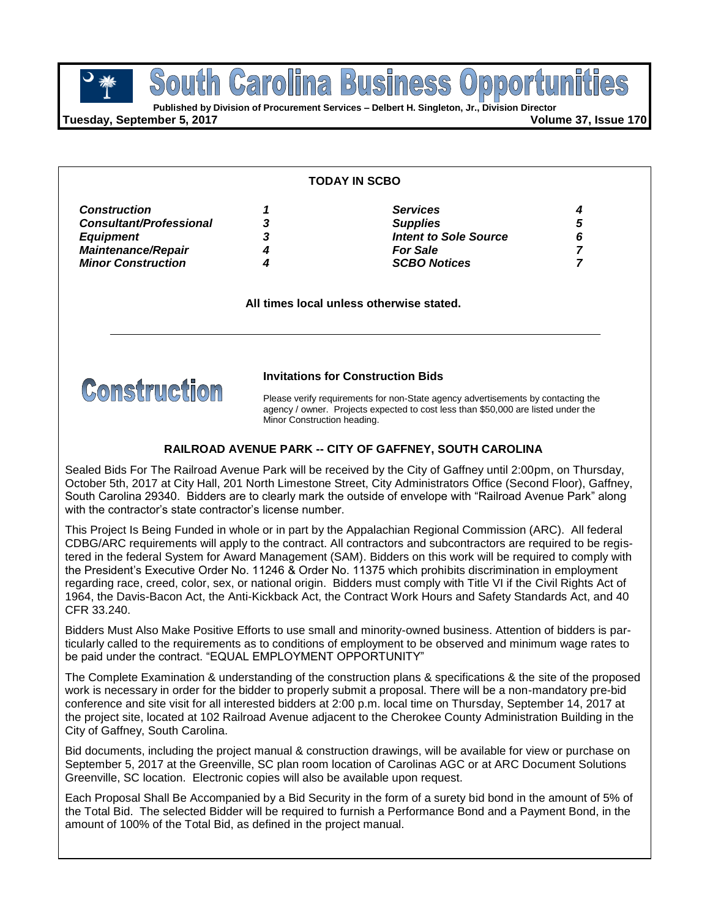# South Carolina Business Opportunities

**Published by Division of Procurement Services – Delbert H. Singleton, Jr., Division Director**

**Tuesday, September 5, 2017** **Volume 37, Issue 170**

**TODAY IN SCBO**

| | | | |
|---|---|---|---|
| ***Construction*** | ***1*** | ***Services*** | ***4*** |
| ***Consultant/Professional*** | ***3*** | ***Supplies*** | ***5*** |
| ***Equipment*** | ***3*** | ***Intent to Sole Source*** | ***6*** |
| ***Maintenance/Repair*** | ***4*** | ***For Sale*** | ***7*** |
| ***Minor Construction*** | ***4*** | ***SCBO Notices*** | ***7*** |

**All times local unless otherwise stated.**

# Construction

### Invitations for Construction Bids

Please verify requirements for non-State agency advertisements by contacting the agency / owner. Projects expected to cost less than $50,000 are listed under the Minor Construction heading.

### RAILROAD AVENUE PARK -- CITY OF GAFFNEY, SOUTH CAROLINA

Sealed Bids For The Railroad Avenue Park will be received by the City of Gaffney until 2:00pm, on Thursday, October 5th, 2017 at City Hall, 201 North Limestone Street, City Administrators Office (Second Floor), Gaffney, South Carolina 29340. Bidders are to clearly mark the outside of envelope with "Railroad Avenue Park" along with the contractor's state contractor's license number.

This Project Is Being Funded in whole or in part by the Appalachian Regional Commission (ARC). All federal CDBG/ARC requirements will apply to the contract. All contractors and subcontractors are required to be registered in the federal System for Award Management (SAM). Bidders on this work will be required to comply with the President's Executive Order No. 11246 & Order No. 11375 which prohibits discrimination in employment regarding race, creed, color, sex, or national origin. Bidders must comply with Title VI if the Civil Rights Act of 1964, the Davis-Bacon Act, the Anti-Kickback Act, the Contract Work Hours and Safety Standards Act, and 40 CFR 33.240.

Bidders Must Also Make Positive Efforts to use small and minority-owned business. Attention of bidders is particularly called to the requirements as to conditions of employment to be observed and minimum wage rates to be paid under the contract. "EQUAL EMPLOYMENT OPPORTUNITY"

The Complete Examination & understanding of the construction plans & specifications & the site of the proposed work is necessary in order for the bidder to properly submit a proposal. There will be a non-mandatory pre-bid conference and site visit for all interested bidders at 2:00 p.m. local time on Thursday, September 14, 2017 at the project site, located at 102 Railroad Avenue adjacent to the Cherokee County Administration Building in the City of Gaffney, South Carolina.

Bid documents, including the project manual & construction drawings, will be available for view or purchase on September 5, 2017 at the Greenville, SC plan room location of Carolinas AGC or at ARC Document Solutions Greenville, SC location. Electronic copies will also be available upon request.

Each Proposal Shall Be Accompanied by a Bid Security in the form of a surety bid bond in the amount of 5% of the Total Bid. The selected Bidder will be required to furnish a Performance Bond and a Payment Bond, in the amount of 100% of the Total Bid, as defined in the project manual.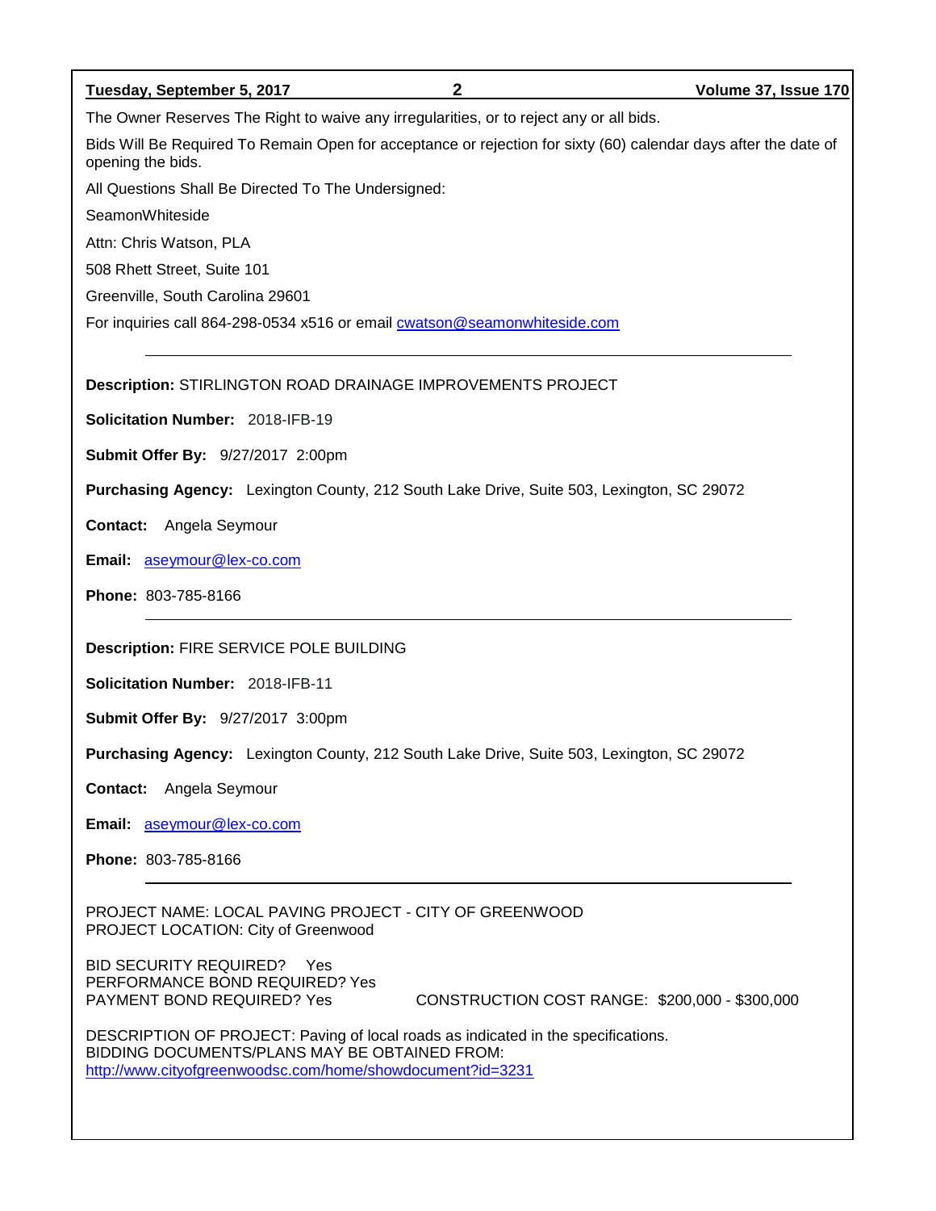The Owner Reserves The Right to waive any irregularities, or to reject any or all bids.

Bids Will Be Required To Remain Open for acceptance or rejection for sixty (60) calendar days after the date of opening the bids.

All Questions Shall Be Directed To The Undersigned:

SeamonWhiteside

Attn: Chris Watson, PLA

508 Rhett Street, Suite 101

Greenville, South Carolina 29601

For inquiries call 864-298-0534 x516 or email cwatson@seamonwhiteside.com

---

**Description:** STIRLINGTON ROAD DRAINAGE IMPROVEMENTS PROJECT

**Solicitation Number:** 2018-IFB-19

**Submit Offer By:** 9/27/2017 2:00pm

**Purchasing Agency:** Lexington County, 212 South Lake Drive, Suite 503, Lexington, SC 29072

**Contact:** Angela Seymour

**Email:** aseymour@lex-co.com

**Phone:** 803-785-8166

---

**Description:** FIRE SERVICE POLE BUILDING

**Solicitation Number:** 2018-IFB-11

**Submit Offer By:** 9/27/2017 3:00pm

**Purchasing Agency:** Lexington County, 212 South Lake Drive, Suite 503, Lexington, SC 29072

**Contact:** Angela Seymour

**Email:** aseymour@lex-co.com

**Phone:** 803-785-8166

---

PROJECT NAME: LOCAL PAVING PROJECT - CITY OF GREENWOOD
PROJECT LOCATION: City of Greenwood

BID SECURITY REQUIRED? Yes
PERFORMANCE BOND REQUIRED? Yes
PAYMENT BOND REQUIRED? Yes
CONSTRUCTION COST RANGE: $200,000 - $300,000

DESCRIPTION OF PROJECT: Paving of local roads as indicated in the specifications.
BIDDING DOCUMENTS/PLANS MAY BE OBTAINED FROM:
http://www.cityofgreenwoodsc.com/home/showdocument?id=3231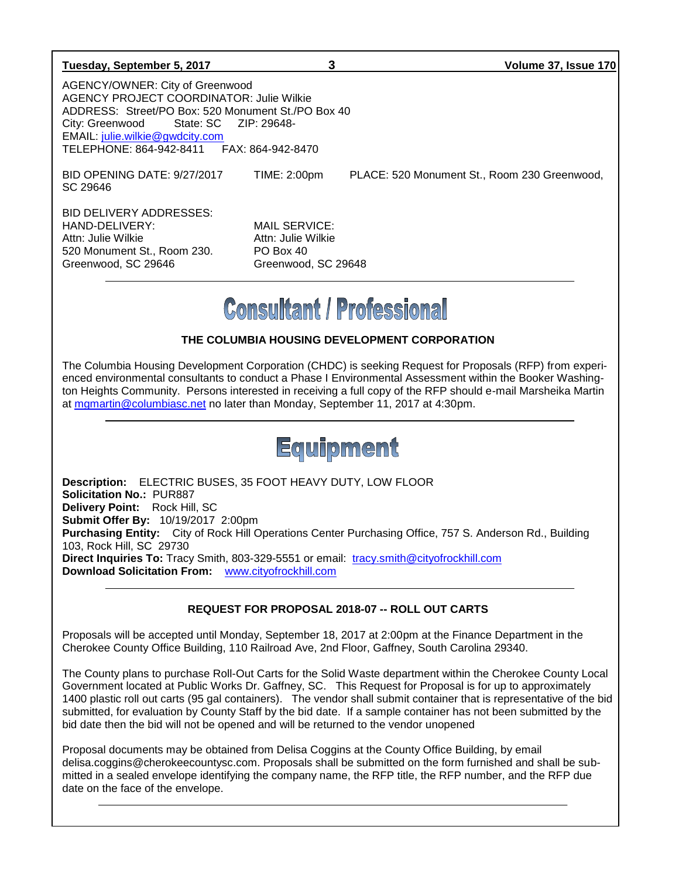AGENCY/OWNER: City of Greenwood
AGENCY PROJECT COORDINATOR: Julie Wilkie
ADDRESS: Street/PO Box: 520 Monument St./PO Box 40
City: Greenwood State: SC ZIP: 29648-
EMAIL: julie.wilkie@gwdcity.com
TELEPHONE: 864-942-8411 FAX: 864-942-8470

BID OPENING DATE: 9/27/2017 TIME: 2:00pm PLACE: 520 Monument St., Room 230 Greenwood, SC 29646

BID DELIVERY ADDRESSES:

| HAND-DELIVERY: | MAIL SERVICE: |
|---|---|
| Attn: Julie Wilkie | Attn: Julie Wilkie |
| 520 Monument St., Room 230. | PO Box 40 |
| Greenwood, SC 29646 | Greenwood, SC 29648 |

---

# Consultant / Professional

### THE COLUMBIA HOUSING DEVELOPMENT CORPORATION

The Columbia Housing Development Corporation (CHDC) is seeking Request for Proposals (RFP) from experienced environmental consultants to conduct a Phase I Environmental Assessment within the Booker Washington Heights Community. Persons interested in receiving a full copy of the RFP should e-mail Marsheika Martin at mgmartin@columbiasc.net no later than Monday, September 11, 2017 at 4:30pm.

---

# Equipment

**Description:** ELECTRIC BUSES, 35 FOOT HEAVY DUTY, LOW FLOOR
**Solicitation No.:** PUR887
**Delivery Point:** Rock Hill, SC
**Submit Offer By:** 10/19/2017 2:00pm
**Purchasing Entity:** City of Rock Hill Operations Center Purchasing Office, 757 S. Anderson Rd., Building 103, Rock Hill, SC 29730
**Direct Inquiries To:** Tracy Smith, 803-329-5551 or email: tracy.smith@cityofrockhill.com
**Download Solicitation From:** www.cityofrockhill.com

---

### REQUEST FOR PROPOSAL 2018-07 -- ROLL OUT CARTS

Proposals will be accepted until Monday, September 18, 2017 at 2:00pm at the Finance Department in the Cherokee County Office Building, 110 Railroad Ave, 2nd Floor, Gaffney, South Carolina 29340.

The County plans to purchase Roll-Out Carts for the Solid Waste department within the Cherokee County Local Government located at Public Works Dr. Gaffney, SC. This Request for Proposal is for up to approximately 1400 plastic roll out carts (95 gal containers). The vendor shall submit container that is representative of the bid submitted, for evaluation by County Staff by the bid date. If a sample container has not been submitted by the bid date then the bid will not be opened and will be returned to the vendor unopened

Proposal documents may be obtained from Delisa Coggins at the County Office Building, by email delisa.coggins@cherokeecountysc.com. Proposals shall be submitted on the form furnished and shall be submitted in a sealed envelope identifying the company name, the RFP title, the RFP number, and the RFP due date on the face of the envelope.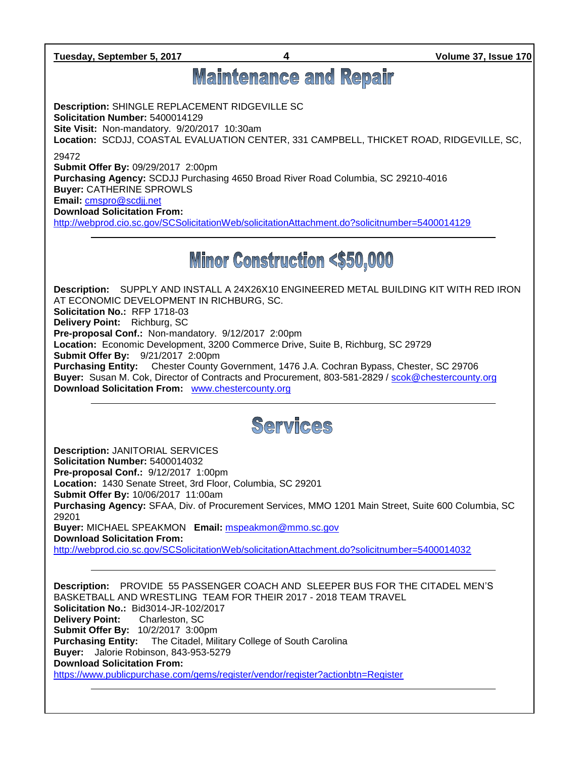# Maintenance and Repair

**Description:** SHINGLE REPLACEMENT RIDGEVILLE SC
**Solicitation Number:** 5400014129
**Site Visit:** Non-mandatory. 9/20/2017 10:30am
**Location:** SCDJJ, COASTAL EVALUATION CENTER, 331 CAMPBELL, THICKET ROAD, RIDGEVILLE, SC, 29472
**Submit Offer By:** 09/29/2017 2:00pm
**Purchasing Agency:** SCDJJ Purchasing 4650 Broad River Road Columbia, SC 29210-4016
**Buyer:** CATHERINE SPROWLS
**Email:** cmspro@scdjj.net
**Download Solicitation From:**
http://webprod.cio.sc.gov/SCSolicitationWeb/solicitationAttachment.do?solicitnumber=5400014129

---

# Minor Construction <$50,000

**Description:** SUPPLY AND INSTALL A 24X26X10 ENGINEERED METAL BUILDING KIT WITH RED IRON AT ECONOMIC DEVELOPMENT IN RICHBURG, SC.
**Solicitation No.:** RFP 1718-03
**Delivery Point:** Richburg, SC
**Pre-proposal Conf.:** Non-mandatory. 9/12/2017 2:00pm
**Location:** Economic Development, 3200 Commerce Drive, Suite B, Richburg, SC 29729
**Submit Offer By:** 9/21/2017 2:00pm
**Purchasing Entity:** Chester County Government, 1476 J.A. Cochran Bypass, Chester, SC 29706
**Buyer:** Susan M. Cok, Director of Contracts and Procurement, 803-581-2829 / scok@chestercounty.org
**Download Solicitation From:** www.chestercounty.org

---

# Services

**Description:** JANITORIAL SERVICES
**Solicitation Number:** 5400014032
**Pre-proposal Conf.:** 9/12/2017 1:00pm
**Location:** 1430 Senate Street, 3rd Floor, Columbia, SC 29201
**Submit Offer By:** 10/06/2017 11:00am
**Purchasing Agency:** SFAA, Div. of Procurement Services, MMO 1201 Main Street, Suite 600 Columbia, SC 29201
**Buyer:** MICHAEL SPEAKMON **Email:** mspeakmon@mmo.sc.gov
**Download Solicitation From:**
http://webprod.cio.sc.gov/SCSolicitationWeb/solicitationAttachment.do?solicitnumber=5400014032

---

**Description:** PROVIDE 55 PASSENGER COACH AND SLEEPER BUS FOR THE CITADEL MEN'S BASKETBALL AND WRESTLING TEAM FOR THEIR 2017 - 2018 TEAM TRAVEL
**Solicitation No.:** Bid3014-JR-102/2017
**Delivery Point:** Charleston, SC
**Submit Offer By:** 10/2/2017 3:00pm
**Purchasing Entity:** The Citadel, Military College of South Carolina
**Buyer:** Jalorie Robinson, 843-953-5279
**Download Solicitation From:**
https://www.publicpurchase.com/gems/register/vendor/register?actionbtn=Register

---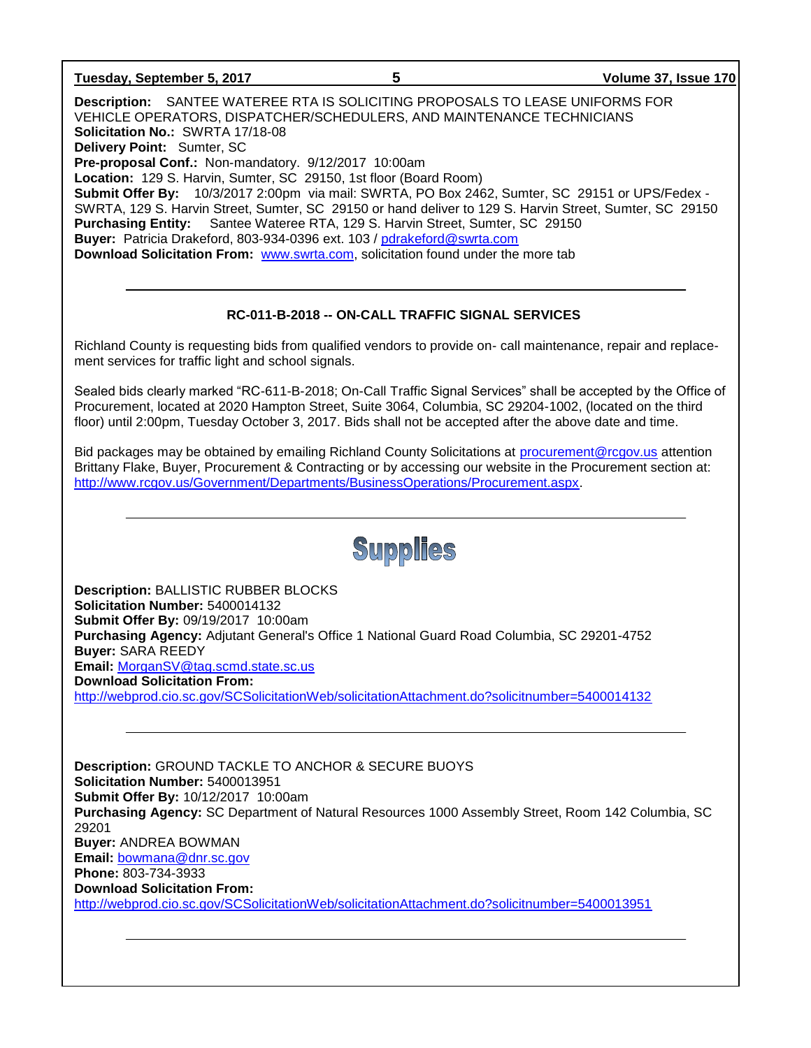**Description:** SANTEE WATEREE RTA IS SOLICITING PROPOSALS TO LEASE UNIFORMS FOR VEHICLE OPERATORS, DISPATCHER/SCHEDULERS, AND MAINTENANCE TECHNICIANS
**Solicitation No.:** SWRTA 17/18-08
**Delivery Point:** Sumter, SC
**Pre-proposal Conf.:** Non-mandatory. 9/12/2017 10:00am
**Location:** 129 S. Harvin, Sumter, SC 29150, 1st floor (Board Room)
**Submit Offer By:** 10/3/2017 2:00pm via mail: SWRTA, PO Box 2462, Sumter, SC 29151 or UPS/Fedex - SWRTA, 129 S. Harvin Street, Sumter, SC 29150 or hand deliver to 129 S. Harvin Street, Sumter, SC 29150
**Purchasing Entity:** Santee Wateree RTA, 129 S. Harvin Street, Sumter, SC 29150
**Buyer:** Patricia Drakeford, 803-934-0396 ext. 103 / pdrakeford@swrta.com
**Download Solicitation From:** www.swrta.com, solicitation found under the more tab

---

### RC-011-B-2018 -- ON-CALL TRAFFIC SIGNAL SERVICES

Richland County is requesting bids from qualified vendors to provide on- call maintenance, repair and replacement services for traffic light and school signals.

Sealed bids clearly marked "RC-611-B-2018; On-Call Traffic Signal Services" shall be accepted by the Office of Procurement, located at 2020 Hampton Street, Suite 3064, Columbia, SC 29204-1002, (located on the third floor) until 2:00pm, Tuesday October 3, 2017. Bids shall not be accepted after the above date and time.

Bid packages may be obtained by emailing Richland County Solicitations at procurement@rcgov.us attention Brittany Flake, Buyer, Procurement & Contracting or by accessing our website in the Procurement section at: http://www.rcgov.us/Government/Departments/BusinessOperations/Procurement.aspx.

---

## Supplies

**Description:** BALLISTIC RUBBER BLOCKS
**Solicitation Number:** 5400014132
**Submit Offer By:** 09/19/2017 10:00am
**Purchasing Agency:** Adjutant General's Office 1 National Guard Road Columbia, SC 29201-4752
**Buyer:** SARA REEDY
**Email:** MorganSV@tag.scmd.state.sc.us
**Download Solicitation From:**
http://webprod.cio.sc.gov/SCSolicitationWeb/solicitationAttachment.do?solicitnumber=5400014132

---

**Description:** GROUND TACKLE TO ANCHOR & SECURE BUOYS
**Solicitation Number:** 5400013951
**Submit Offer By:** 10/12/2017 10:00am
**Purchasing Agency:** SC Department of Natural Resources 1000 Assembly Street, Room 142 Columbia, SC 29201
**Buyer:** ANDREA BOWMAN
**Email:** bowmana@dnr.sc.gov
**Phone:** 803-734-3933
**Download Solicitation From:**
http://webprod.cio.sc.gov/SCSolicitationWeb/solicitationAttachment.do?solicitnumber=5400013951

---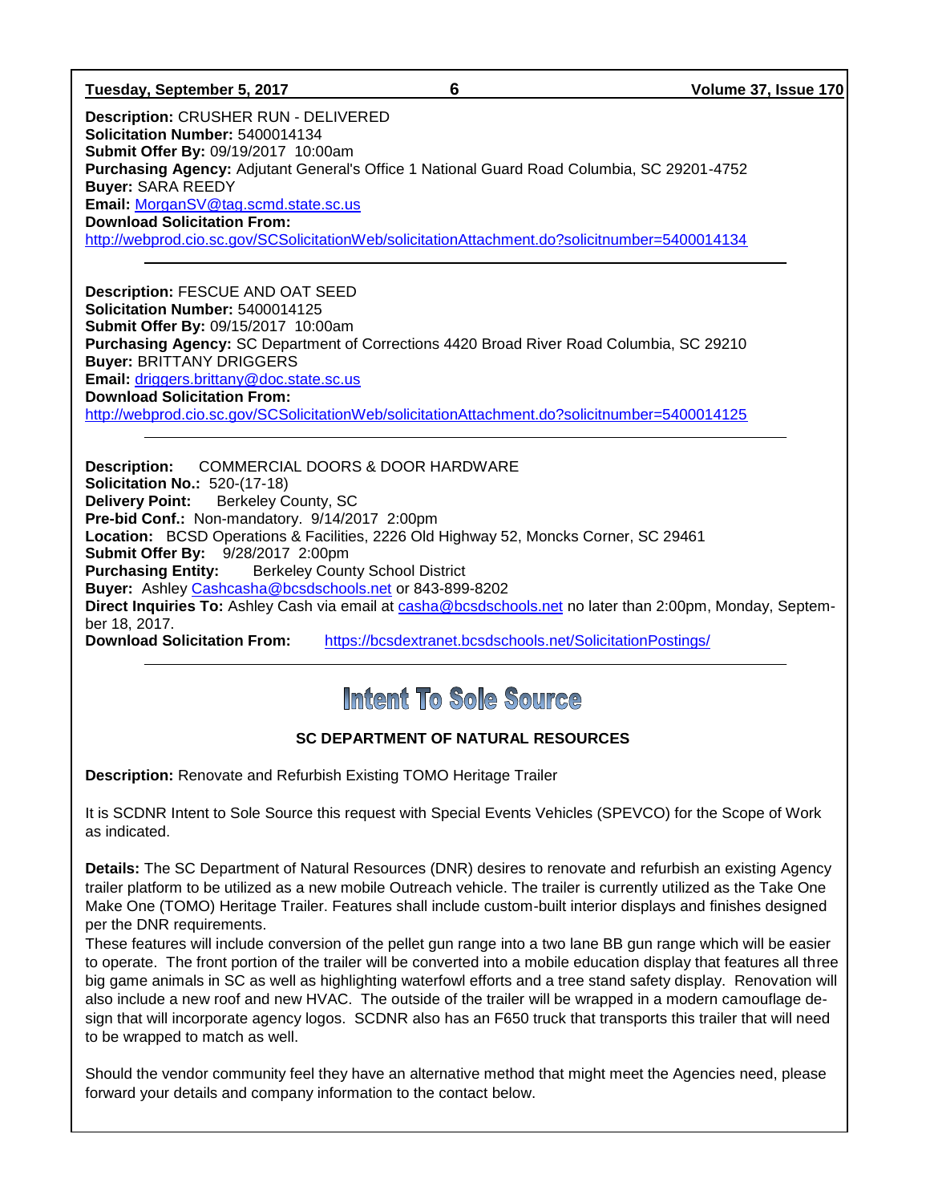**Description:** CRUSHER RUN - DELIVERED
**Solicitation Number:** 5400014134
**Submit Offer By:** 09/19/2017 10:00am
**Purchasing Agency:** Adjutant General's Office 1 National Guard Road Columbia, SC 29201-4752
**Buyer:** SARA REEDY
**Email:** MorganSV@tag.scmd.state.sc.us
**Download Solicitation From:**
http://webprod.cio.sc.gov/SCSolicitationWeb/solicitationAttachment.do?solicitnumber=5400014134

---

**Description:** FESCUE AND OAT SEED
**Solicitation Number:** 5400014125
**Submit Offer By:** 09/15/2017 10:00am
**Purchasing Agency:** SC Department of Corrections 4420 Broad River Road Columbia, SC 29210
**Buyer:** BRITTANY DRIGGERS
**Email:** driggers.brittany@doc.state.sc.us
**Download Solicitation From:**
http://webprod.cio.sc.gov/SCSolicitationWeb/solicitationAttachment.do?solicitnumber=5400014125

---

**Description:** COMMERCIAL DOORS & DOOR HARDWARE
**Solicitation No.:** 520-(17-18)
**Delivery Point:** Berkeley County, SC
**Pre-bid Conf.:** Non-mandatory. 9/14/2017 2:00pm
**Location:** BCSD Operations & Facilities, 2226 Old Highway 52, Moncks Corner, SC 29461
**Submit Offer By:** 9/28/2017 2:00pm
**Purchasing Entity:** Berkeley County School District
**Buyer:** Ashley Cashcasha@bcsdschools.net or 843-899-8202
**Direct Inquiries To:** Ashley Cash via email at casha@bcsdschools.net no later than 2:00pm, Monday, September 18, 2017.
**Download Solicitation From:** https://bcsdextranet.bcsdschools.net/SolicitationPostings/

---

# Intent To Sole Source

### SC DEPARTMENT OF NATURAL RESOURCES

**Description:** Renovate and Refurbish Existing TOMO Heritage Trailer

It is SCDNR Intent to Sole Source this request with Special Events Vehicles (SPEVCO) for the Scope of Work as indicated.

**Details:** The SC Department of Natural Resources (DNR) desires to renovate and refurbish an existing Agency trailer platform to be utilized as a new mobile Outreach vehicle. The trailer is currently utilized as the Take One Make One (TOMO) Heritage Trailer. Features shall include custom-built interior displays and finishes designed per the DNR requirements.
These features will include conversion of the pellet gun range into a two lane BB gun range which will be easier to operate. The front portion of the trailer will be converted into a mobile education display that features all three big game animals in SC as well as highlighting waterfowl efforts and a tree stand safety display. Renovation will also include a new roof and new HVAC. The outside of the trailer will be wrapped in a modern camouflage design that will incorporate agency logos. SCDNR also has an F650 truck that transports this trailer that will need to be wrapped to match as well.

Should the vendor community feel they have an alternative method that might meet the Agencies need, please forward your details and company information to the contact below.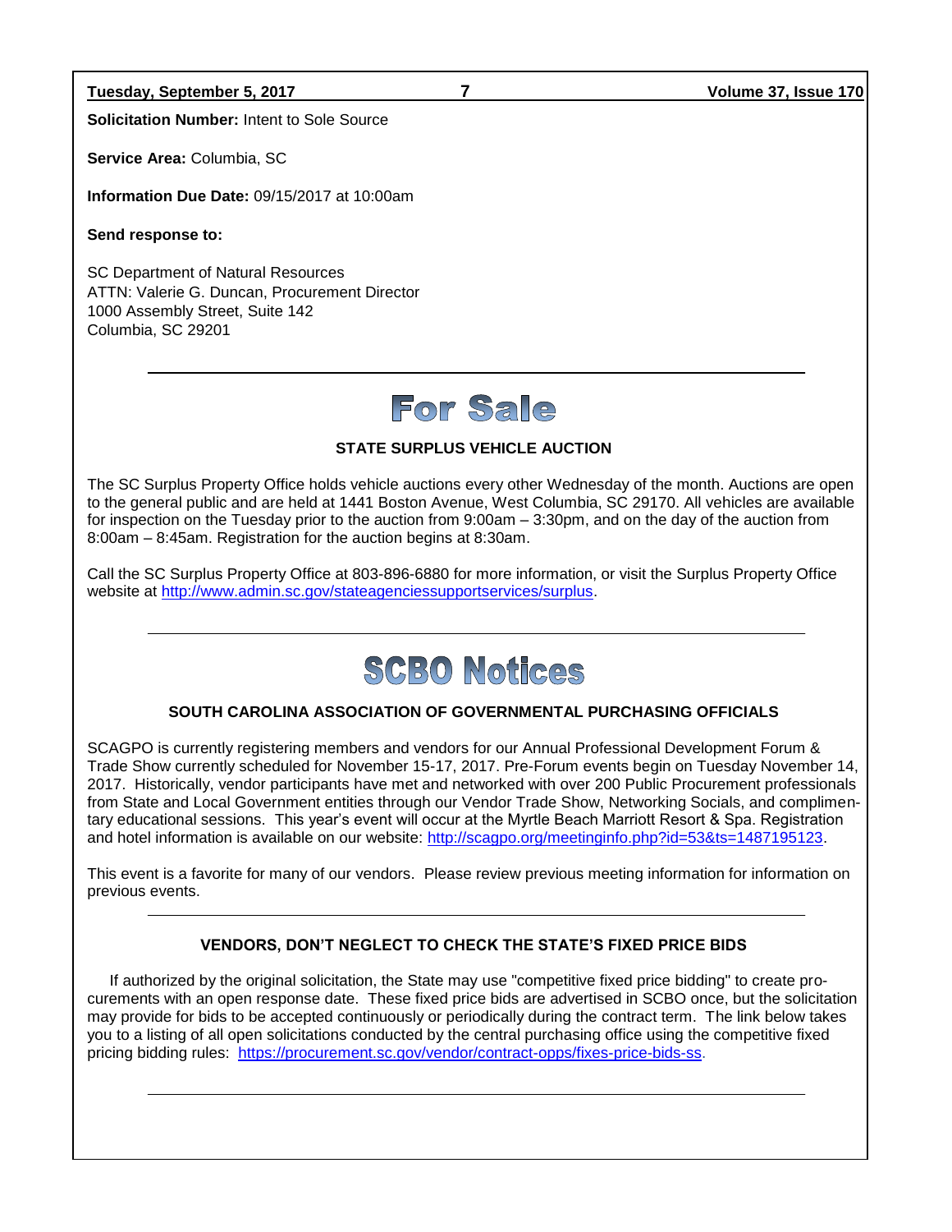**Solicitation Number:** Intent to Sole Source

**Service Area:** Columbia, SC

**Information Due Date:** 09/15/2017 at 10:00am

**Send response to:**

SC Department of Natural Resources
ATTN: Valerie G. Duncan, Procurement Director
1000 Assembly Street, Suite 142
Columbia, SC 29201

---

# For Sale

### STATE SURPLUS VEHICLE AUCTION

The SC Surplus Property Office holds vehicle auctions every other Wednesday of the month. Auctions are open to the general public and are held at 1441 Boston Avenue, West Columbia, SC 29170. All vehicles are available for inspection on the Tuesday prior to the auction from 9:00am – 3:30pm, and on the day of the auction from 8:00am – 8:45am. Registration for the auction begins at 8:30am.

Call the SC Surplus Property Office at 803-896-6880 for more information, or visit the Surplus Property Office website at http://www.admin.sc.gov/stateagenciessupportservices/surplus.

---

# SCBO Notices

### SOUTH CAROLINA ASSOCIATION OF GOVERNMENTAL PURCHASING OFFICIALS

SCAGPO is currently registering members and vendors for our Annual Professional Development Forum & Trade Show currently scheduled for November 15-17, 2017. Pre-Forum events begin on Tuesday November 14, 2017. Historically, vendor participants have met and networked with over 200 Public Procurement professionals from State and Local Government entities through our Vendor Trade Show, Networking Socials, and complimentary educational sessions. This year's event will occur at the Myrtle Beach Marriott Resort & Spa. Registration and hotel information is available on our website: http://scagpo.org/meetinginfo.php?id=53&ts=1487195123.

This event is a favorite for many of our vendors. Please review previous meeting information for information on previous events.

---

### VENDORS, DON'T NEGLECT TO CHECK THE STATE'S FIXED PRICE BIDS

If authorized by the original solicitation, the State may use "competitive fixed price bidding" to create procurements with an open response date. These fixed price bids are advertised in SCBO once, but the solicitation may provide for bids to be accepted continuously or periodically during the contract term. The link below takes you to a listing of all open solicitations conducted by the central purchasing office using the competitive fixed pricing bidding rules: https://procurement.sc.gov/vendor/contract-opps/fixes-price-bids-ss.

---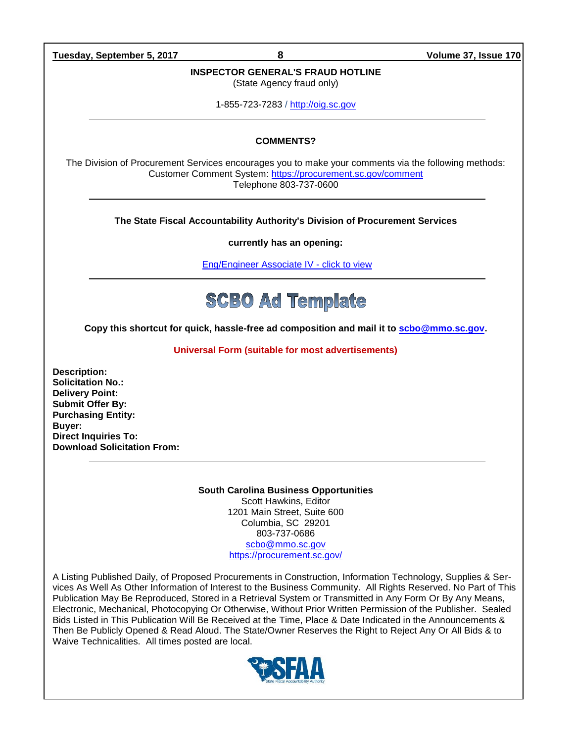**INSPECTOR GENERAL'S FRAUD HOTLINE**
(State Agency fraud only)

1-855-723-7283 / http://oig.sc.gov

---

**COMMENTS?**

The Division of Procurement Services encourages you to make your comments via the following methods:
Customer Comment System: https://procurement.sc.gov/comment
Telephone 803-737-0600

---

**The State Fiscal Accountability Authority's Division of Procurement Services**

**currently has an opening:**

Eng/Engineer Associate IV - click to view

---

# SCBO Ad Template

**Copy this shortcut for quick, hassle-free ad composition and mail it to scbo@mmo.sc.gov.**

**Universal Form (suitable for most advertisements)**

**Description:**
**Solicitation No.:**
**Delivery Point:**
**Submit Offer By:**
**Purchasing Entity:**
**Buyer:**
**Direct Inquiries To:**
**Download Solicitation From:**

---

**South Carolina Business Opportunities**
Scott Hawkins, Editor
1201 Main Street, Suite 600
Columbia, SC 29201
803-737-0686
scbo@mmo.sc.gov
https://procurement.sc.gov/

A Listing Published Daily, of Proposed Procurements in Construction, Information Technology, Supplies & Services As Well As Other Information of Interest to the Business Community. All Rights Reserved. No Part of This Publication May Be Reproduced, Stored in a Retrieval System or Transmitted in Any Form Or By Any Means, Electronic, Mechanical, Photocopying Or Otherwise, Without Prior Written Permission of the Publisher. Sealed Bids Listed in This Publication Will Be Received at the Time, Place & Date Indicated in the Announcements & Then Be Publicly Opened & Read Aloud. The State/Owner Reserves the Right to Reject Any Or All Bids & to Waive Technicalities. All times posted are local.

SFAA
State Fiscal Accountability Authority